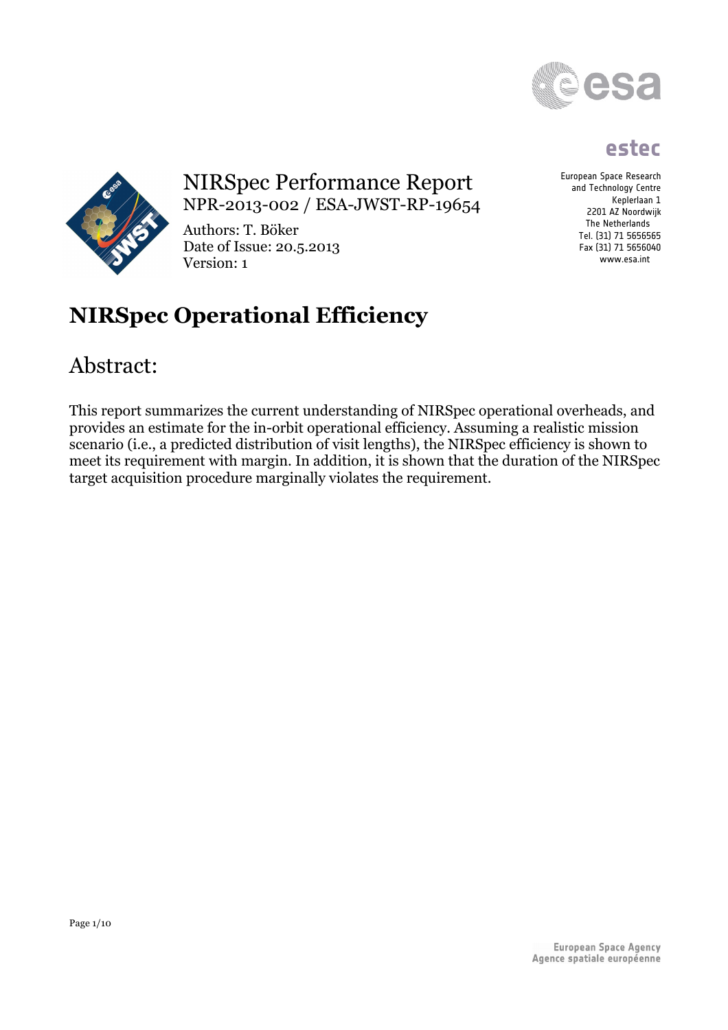# NIRSpec Performance Report

NPR-2013-002 / ESA-JWST-RP-19654

Authors: T. Böker
Date of Issue: 20.5.2013
Version: 1

European Space Research
and Technology Centre
Keplerlaan 1
2201 AZ Noordwijk
The Netherlands
Tel. (31) 71 5656565
Fax (31) 71 5656040
www.esa.int

# NIRSpec Operational Efficiency

## Abstract:

This report summarizes the current understanding of NIRSpec operational overheads, and provides an estimate for the in-orbit operational efficiency. Assuming a realistic mission scenario (i.e., a predicted distribution of visit lengths), the NIRSpec efficiency is shown to meet its requirement with margin. In addition, it is shown that the duration of the NIRSpec target acquisition procedure marginally violates the requirement.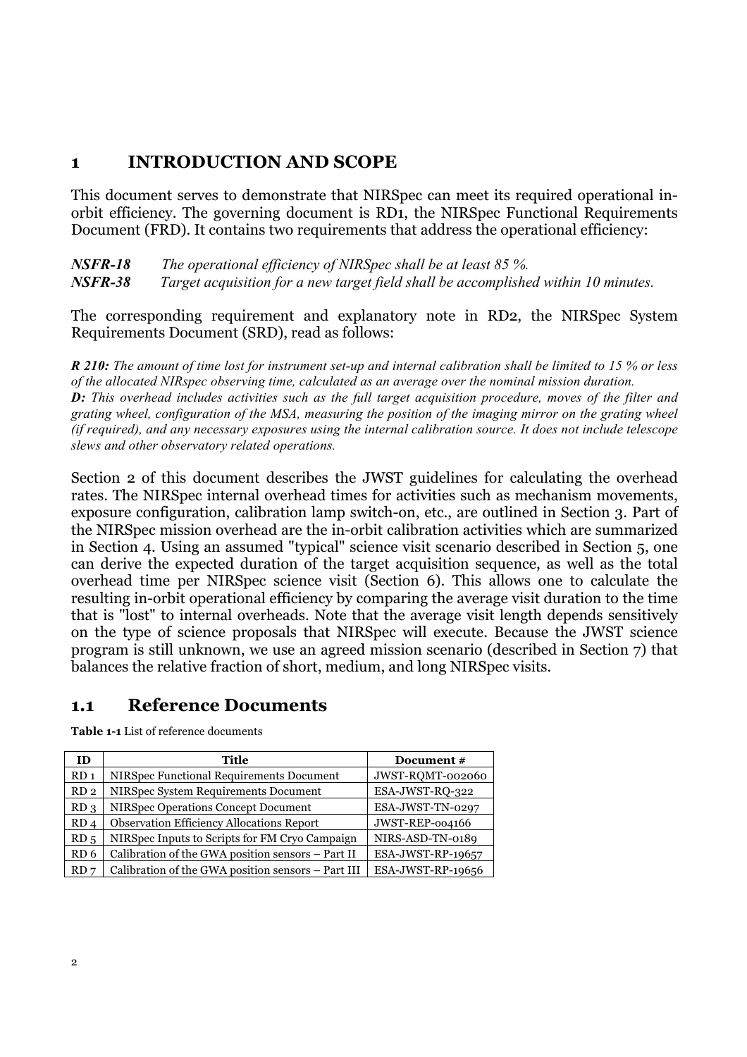# 1 INTRODUCTION AND SCOPE

This document serves to demonstrate that NIRSpec can meet its required operational in-orbit efficiency. The governing document is RD1, the NIRSpec Functional Requirements Document (FRD). It contains two requirements that address the operational efficiency:

***NSFR-18*** *The operational efficiency of NIRSpec shall be at least 85 %.*
***NSFR-38*** *Target acquisition for a new target field shall be accomplished within 10 minutes.*

The corresponding requirement and explanatory note in RD2, the NIRSpec System Requirements Document (SRD), read as follows:

***R 210:*** *The amount of time lost for instrument set-up and internal calibration shall be limited to 15 % or less of the allocated NIRspec observing time, calculated as an average over the nominal mission duration.*
***D:*** *This overhead includes activities such as the full target acquisition procedure, moves of the filter and grating wheel, configuration of the MSA, measuring the position of the imaging mirror on the grating wheel (if required), and any necessary exposures using the internal calibration source. It does not include telescope slews and other observatory related operations.*

Section 2 of this document describes the JWST guidelines for calculating the overhead rates. The NIRSpec internal overhead times for activities such as mechanism movements, exposure configuration, calibration lamp switch-on, etc., are outlined in Section 3. Part of the NIRSpec mission overhead are the in-orbit calibration activities which are summarized in Section 4. Using an assumed "typical" science visit scenario described in Section 5, one can derive the expected duration of the target acquisition sequence, as well as the total overhead time per NIRSpec science visit (Section 6). This allows one to calculate the resulting in-orbit operational efficiency by comparing the average visit duration to the time that is "lost" to internal overheads. Note that the average visit length depends sensitively on the type of science proposals that NIRSpec will execute. Because the JWST science program is still unknown, we use an agreed mission scenario (described in Section 7) that balances the relative fraction of short, medium, and long NIRSpec visits.

## 1.1 Reference Documents

**Table 1-1** List of reference documents

| ID | Title | Document # |
|---|---|---|
| RD 1 | NIRSpec Functional Requirements Document | JWST-RQMT-002060 |
| RD 2 | NIRSpec System Requirements Document | ESA-JWST-RQ-322 |
| RD 3 | NIRSpec Operations Concept Document | ESA-JWST-TN-0297 |
| RD 4 | Observation Efficiency Allocations Report | JWST-REP-004166 |
| RD 5 | NIRSpec Inputs to Scripts for FM Cryo Campaign | NIRS-ASD-TN-0189 |
| RD 6 | Calibration of the GWA position sensors – Part II | ESA-JWST-RP-19657 |
| RD 7 | Calibration of the GWA position sensors – Part III | ESA-JWST-RP-19656 |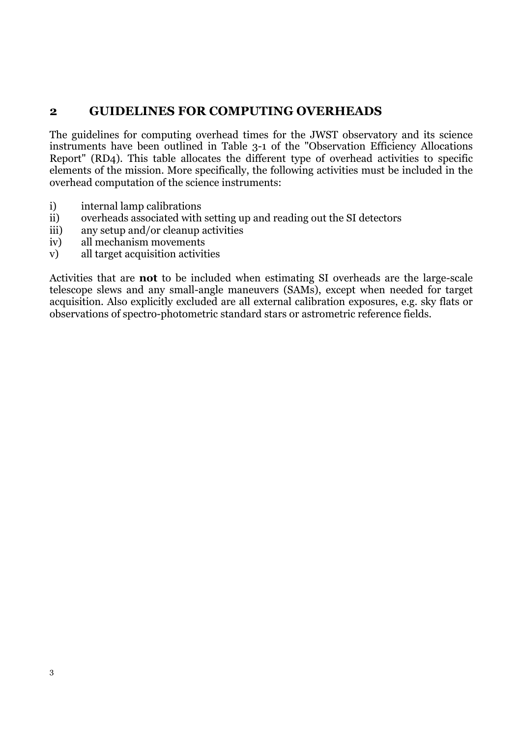## 2 GUIDELINES FOR COMPUTING OVERHEADS

The guidelines for computing overhead times for the JWST observatory and its science instruments have been outlined in Table 3-1 of the "Observation Efficiency Allocations Report" (RD4). This table allocates the different type of overhead activities to specific elements of the mission. More specifically, the following activities must be included in the overhead computation of the science instruments:

i) internal lamp calibrations
ii) overheads associated with setting up and reading out the SI detectors
iii) any setup and/or cleanup activities
iv) all mechanism movements
v) all target acquisition activities

Activities that are **not** to be included when estimating SI overheads are the large-scale telescope slews and any small-angle maneuvers (SAMs), except when needed for target acquisition. Also explicitly excluded are all external calibration exposures, e.g. sky flats or observations of spectro-photometric standard stars or astrometric reference fields.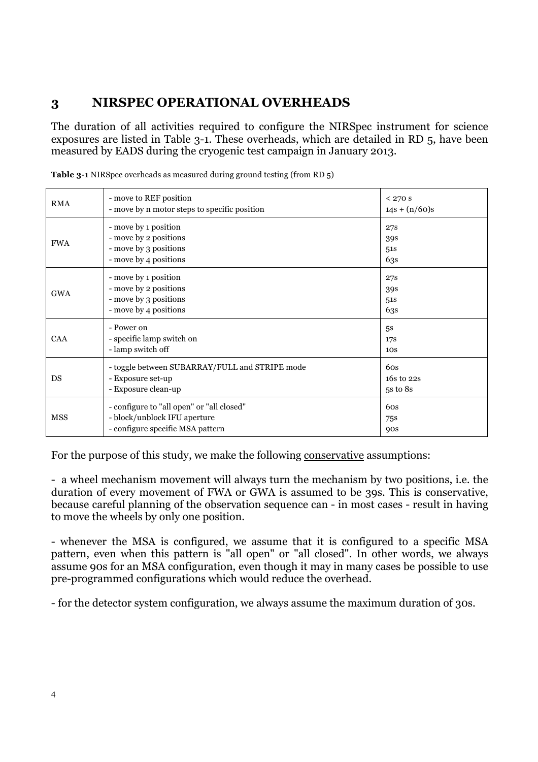# 3 NIRSPEC OPERATIONAL OVERHEADS

The duration of all activities required to configure the NIRSpec instrument for science exposures are listed in Table 3-1. These overheads, which are detailed in RD 5, have been measured by EADS during the cryogenic test campaign in January 2013.

**Table 3-1** NIRSpec overheads as measured during ground testing (from RD 5)

| | | |
|---|---|---|
| RMA | - move to REF position<br>- move by n motor steps to specific position | < 270 s<br>14s + (n/60)s |
| FWA | - move by 1 position<br>- move by 2 positions<br>- move by 3 positions<br>- move by 4 positions | 27s<br>39s<br>51s<br>63s |
| GWA | - move by 1 position<br>- move by 2 positions<br>- move by 3 positions<br>- move by 4 positions | 27s<br>39s<br>51s<br>63s |
| CAA | - Power on<br>- specific lamp switch on<br>- lamp switch off | 5s<br>17s<br>10s |
| DS | - toggle between SUBARRAY/FULL and STRIPE mode<br>- Exposure set-up<br>- Exposure clean-up | 60s<br>16s to 22s<br>5s to 8s |
| MSS | - configure to "all open" or "all closed"<br>- block/unblock IFU aperture<br>- configure specific MSA pattern | 60s<br>75s<br>90s |

For the purpose of this study, we make the following conservative assumptions:

- a wheel mechanism movement will always turn the mechanism by two positions, i.e. the duration of every movement of FWA or GWA is assumed to be 39s. This is conservative, because careful planning of the observation sequence can - in most cases - result in having to move the wheels by only one position.

- whenever the MSA is configured, we assume that it is configured to a specific MSA pattern, even when this pattern is "all open" or "all closed". In other words, we always assume 90s for an MSA configuration, even though it may in many cases be possible to use pre-programmed configurations which would reduce the overhead.

- for the detector system configuration, we always assume the maximum duration of 30s.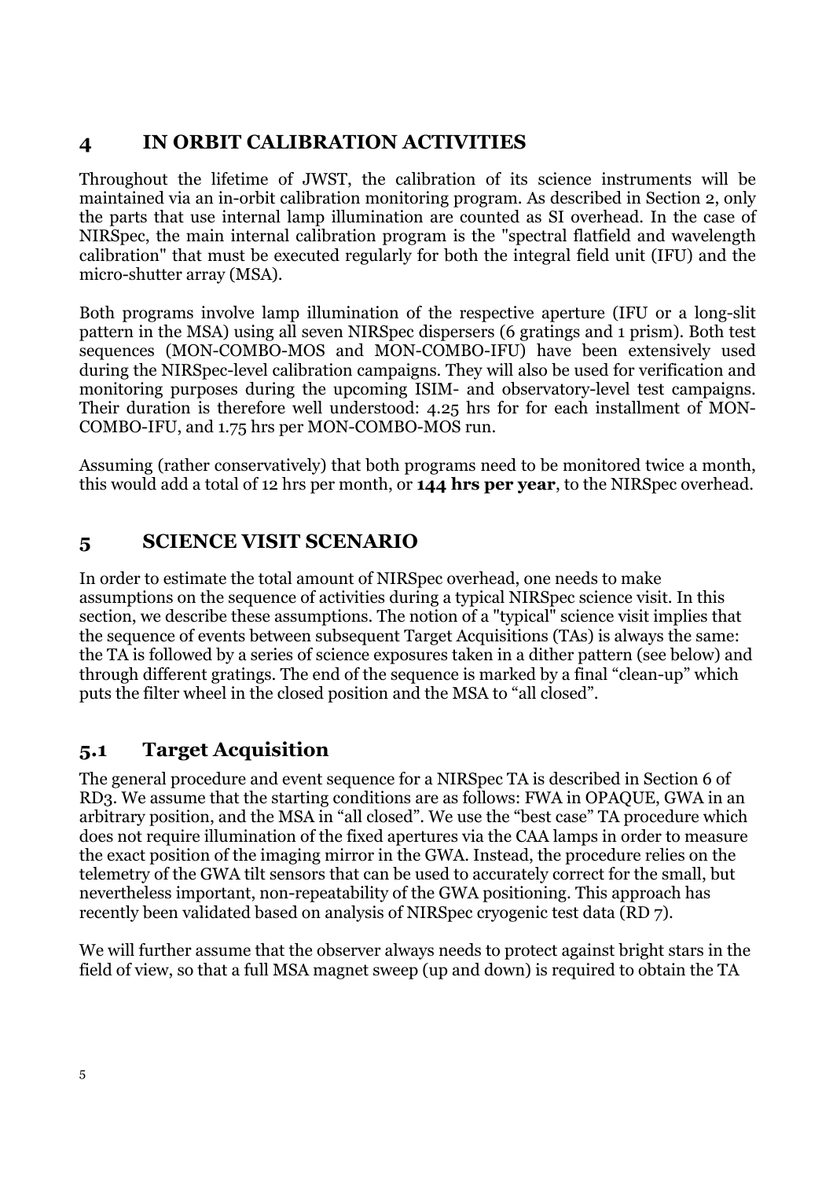# 4 IN ORBIT CALIBRATION ACTIVITIES

Throughout the lifetime of JWST, the calibration of its science instruments will be maintained via an in-orbit calibration monitoring program. As described in Section 2, only the parts that use internal lamp illumination are counted as SI overhead. In the case of NIRSpec, the main internal calibration program is the "spectral flatfield and wavelength calibration" that must be executed regularly for both the integral field unit (IFU) and the micro-shutter array (MSA).

Both programs involve lamp illumination of the respective aperture (IFU or a long-slit pattern in the MSA) using all seven NIRSpec dispersers (6 gratings and 1 prism). Both test sequences (MON-COMBO-MOS and MON-COMBO-IFU) have been extensively used during the NIRSpec-level calibration campaigns. They will also be used for verification and monitoring purposes during the upcoming ISIM- and observatory-level test campaigns. Their duration is therefore well understood: 4.25 hrs for for each installment of MON-COMBO-IFU, and 1.75 hrs per MON-COMBO-MOS run.

Assuming (rather conservatively) that both programs need to be monitored twice a month, this would add a total of 12 hrs per month, or **144 hrs per year**, to the NIRSpec overhead.

# 5 SCIENCE VISIT SCENARIO

In order to estimate the total amount of NIRSpec overhead, one needs to make assumptions on the sequence of activities during a typical NIRSpec science visit. In this section, we describe these assumptions. The notion of a "typical" science visit implies that the sequence of events between subsequent Target Acquisitions (TAs) is always the same: the TA is followed by a series of science exposures taken in a dither pattern (see below) and through different gratings. The end of the sequence is marked by a final "clean-up" which puts the filter wheel in the closed position and the MSA to "all closed".

## 5.1 Target Acquisition

The general procedure and event sequence for a NIRSpec TA is described in Section 6 of RD3. We assume that the starting conditions are as follows: FWA in OPAQUE, GWA in an arbitrary position, and the MSA in "all closed". We use the "best case" TA procedure which does not require illumination of the fixed apertures via the CAA lamps in order to measure the exact position of the imaging mirror in the GWA. Instead, the procedure relies on the telemetry of the GWA tilt sensors that can be used to accurately correct for the small, but nevertheless important, non-repeatability of the GWA positioning. This approach has recently been validated based on analysis of NIRSpec cryogenic test data (RD 7).

We will further assume that the observer always needs to protect against bright stars in the field of view, so that a full MSA magnet sweep (up and down) is required to obtain the TA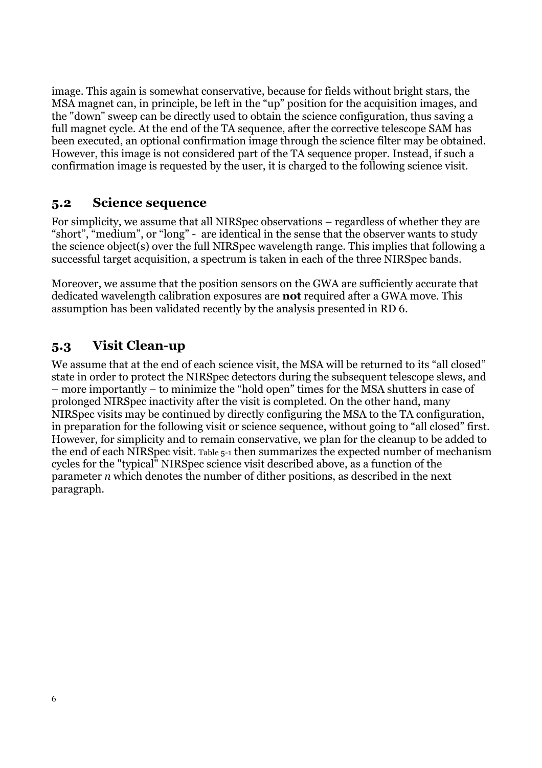image. This again is somewhat conservative, because for fields without bright stars, the MSA magnet can, in principle, be left in the "up" position for the acquisition images, and the "down" sweep can be directly used to obtain the science configuration, thus saving a full magnet cycle. At the end of the TA sequence, after the corrective telescope SAM has been executed, an optional confirmation image through the science filter may be obtained. However, this image is not considered part of the TA sequence proper. Instead, if such a confirmation image is requested by the user, it is charged to the following science visit.

## 5.2 Science sequence

For simplicity, we assume that all NIRSpec observations – regardless of whether they are "short", "medium", or "long" - are identical in the sense that the observer wants to study the science object(s) over the full NIRSpec wavelength range. This implies that following a successful target acquisition, a spectrum is taken in each of the three NIRSpec bands.

Moreover, we assume that the position sensors on the GWA are sufficiently accurate that dedicated wavelength calibration exposures are **not** required after a GWA move. This assumption has been validated recently by the analysis presented in RD 6.

## 5.3 Visit Clean-up

We assume that at the end of each science visit, the MSA will be returned to its "all closed" state in order to protect the NIRSpec detectors during the subsequent telescope slews, and – more importantly – to minimize the "hold open" times for the MSA shutters in case of prolonged NIRSpec inactivity after the visit is completed. On the other hand, many NIRSpec visits may be continued by directly configuring the MSA to the TA configuration, in preparation for the following visit or science sequence, without going to "all closed" first. However, for simplicity and to remain conservative, we plan for the cleanup to be added to the end of each NIRSpec visit. Table 5-1 then summarizes the expected number of mechanism cycles for the "typical" NIRSpec science visit described above, as a function of the parameter *n* which denotes the number of dither positions, as described in the next paragraph.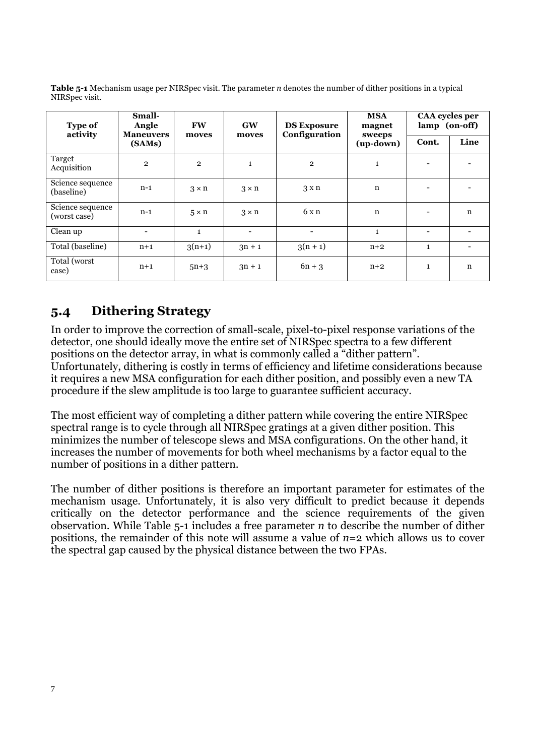**Table 5-1** Mechanism usage per NIRSpec visit. The parameter *n* denotes the number of dither positions in a typical NIRSpec visit.

| Type of activity | Small-Angle Maneuvers (SAMs) | FW moves | GW moves | DS Exposure Configuration | MSA magnet sweeps (up-down) | CAA cycles per lamp (on-off) | |
|---|---|---|---|---|---|---|---|
| | | | | | | Cont. | Line |
| Target Acquisition | 2 | 2 | 1 | 2 | 1 | - | - |
| Science sequence (baseline) | n-1 | 3 × n | 3 × n | 3 x n | n | - | - |
| Science sequence (worst case) | n-1 | 5 × n | 3 × n | 6 x n | n | - | n |
| Clean up | - | 1 | - | - | 1 | - | - |
| Total (baseline) | n+1 | 3(n+1) | 3n + 1 | 3(n + 1) | n+2 | 1 | - |
| Total (worst case) | n+1 | 5n+3 | 3n + 1 | 6n + 3 | n+2 | 1 | n |

## 5.4 Dithering Strategy

In order to improve the correction of small-scale, pixel-to-pixel response variations of the detector, one should ideally move the entire set of NIRSpec spectra to a few different positions on the detector array, in what is commonly called a "dither pattern". Unfortunately, dithering is costly in terms of efficiency and lifetime considerations because it requires a new MSA configuration for each dither position, and possibly even a new TA procedure if the slew amplitude is too large to guarantee sufficient accuracy.

The most efficient way of completing a dither pattern while covering the entire NIRSpec spectral range is to cycle through all NIRSpec gratings at a given dither position. This minimizes the number of telescope slews and MSA configurations. On the other hand, it increases the number of movements for both wheel mechanisms by a factor equal to the number of positions in a dither pattern.

The number of dither positions is therefore an important parameter for estimates of the mechanism usage. Unfortunately, it is also very difficult to predict because it depends critically on the detector performance and the science requirements of the given observation. While Table 5-1 includes a free parameter $n$ to describe the number of dither positions, the remainder of this note will assume a value of $n=2$ which allows us to cover the spectral gap caused by the physical distance between the two FPAs.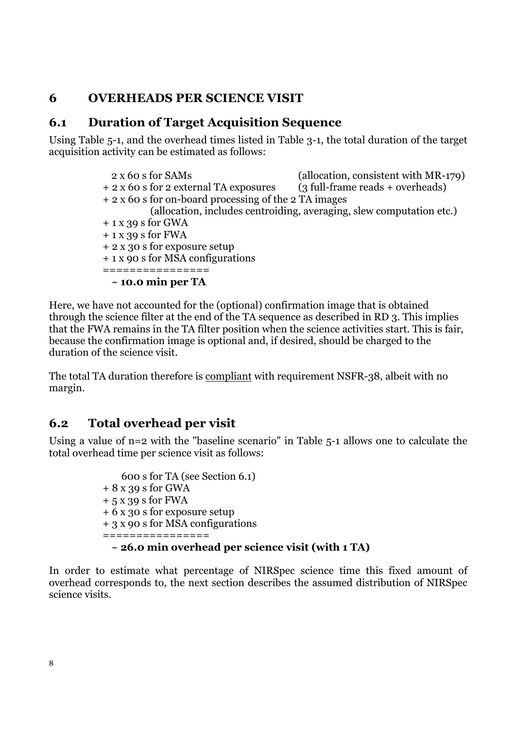# 6 OVERHEADS PER SCIENCE VISIT

## 6.1 Duration of Target Acquisition Sequence

Using Table 5-1, and the overhead times listed in Table 3-1, the total duration of the target acquisition activity can be estimated as follows:

```
  2 x 60 s for SAMs                        (allocation, consistent with MR-179)
+ 2 x 60 s for 2 external TA exposures     (3 full-frame reads + overheads)
+ 2 x 60 s for on-board processing of the 2 TA images
           (allocation, includes centroiding, averaging, slew computation etc.)
+ 1 x 39 s for GWA
+ 1 x 39 s for FWA
+ 2 x 30 s for exposure setup
+ 1 x 90 s for MSA configurations
================
  ~ 10.0 min per TA
```

Here, we have not accounted for the (optional) confirmation image that is obtained through the science filter at the end of the TA sequence as described in RD 3. This implies that the FWA remains in the TA filter position when the science activities start. This is fair, because the confirmation image is optional and, if desired, should be charged to the duration of the science visit.

The total TA duration therefore is <u>compliant</u> with requirement NSFR-38, albeit with no margin.

## 6.2 Total overhead per visit

Using a value of n=2 with the "baseline scenario" in Table 5-1 allows one to calculate the total overhead time per science visit as follows:

```
  600 s for TA (see Section 6.1)
+ 8 x 39 s for GWA
+ 5 x 39 s for FWA
+ 6 x 30 s for exposure setup
+ 3 x 90 s for MSA configurations
================
  ~ 26.0 min overhead per science visit (with 1 TA)
```

In order to estimate what percentage of NIRSpec science time this fixed amount of overhead corresponds to, the next section describes the assumed distribution of NIRSpec science visits.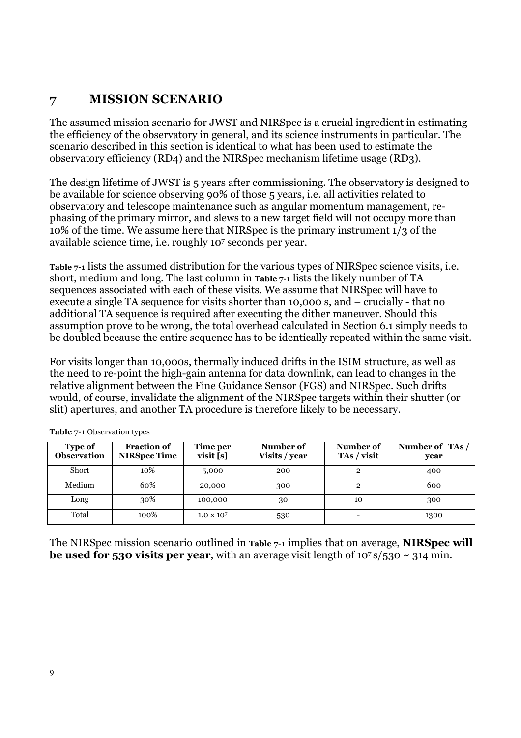# 7 MISSION SCENARIO

The assumed mission scenario for JWST and NIRSpec is a crucial ingredient in estimating the efficiency of the observatory in general, and its science instruments in particular. The scenario described in this section is identical to what has been used to estimate the observatory efficiency (RD4) and the NIRSpec mechanism lifetime usage (RD3).

The design lifetime of JWST is 5 years after commissioning. The observatory is designed to be available for science observing 90% of those 5 years, i.e. all activities related to observatory and telescope maintenance such as angular momentum management, re-phasing of the primary mirror, and slews to a new target field will not occupy more than 10% of the time. We assume here that NIRSpec is the primary instrument 1/3 of the available science time, i.e. roughly $10^7$ seconds per year.

**Table 7-1** lists the assumed distribution for the various types of NIRSpec science visits, i.e. short, medium and long. The last column in **Table 7-1** lists the likely number of TA sequences associated with each of these visits. We assume that NIRSpec will have to execute a single TA sequence for visits shorter than 10,000 s, and – crucially - that no additional TA sequence is required after executing the dither maneuver. Should this assumption prove to be wrong, the total overhead calculated in Section 6.1 simply needs to be doubled because the entire sequence has to be identically repeated within the same visit.

For visits longer than 10,000s, thermally induced drifts in the ISIM structure, as well as the need to re-point the high-gain antenna for data downlink, can lead to changes in the relative alignment between the Fine Guidance Sensor (FGS) and NIRSpec. Such drifts would, of course, invalidate the alignment of the NIRSpec targets within their shutter (or slit) apertures, and another TA procedure is therefore likely to be necessary.

**Table 7-1** Observation types

| Type of Observation | Fraction of NIRSpec Time | Time per visit [s] | Number of Visits / year | Number of TAs / visit | Number of TAs / year |
| --- | --- | --- | --- | --- | --- |
| Short | 10% | 5,000 | 200 | 2 | 400 |
| Medium | 60% | 20,000 | 300 | 2 | 600 |
| Long | 30% | 100,000 | 30 | 10 | 300 |
| Total | 100% | $1.0 \times 10^7$ | 530 | - | 1300 |

The NIRSpec mission scenario outlined in **Table 7-1** implies that on average, **NIRSpec will be used for 530 visits per year**, with an average visit length of $10^7$ s/530 ~ 314 min.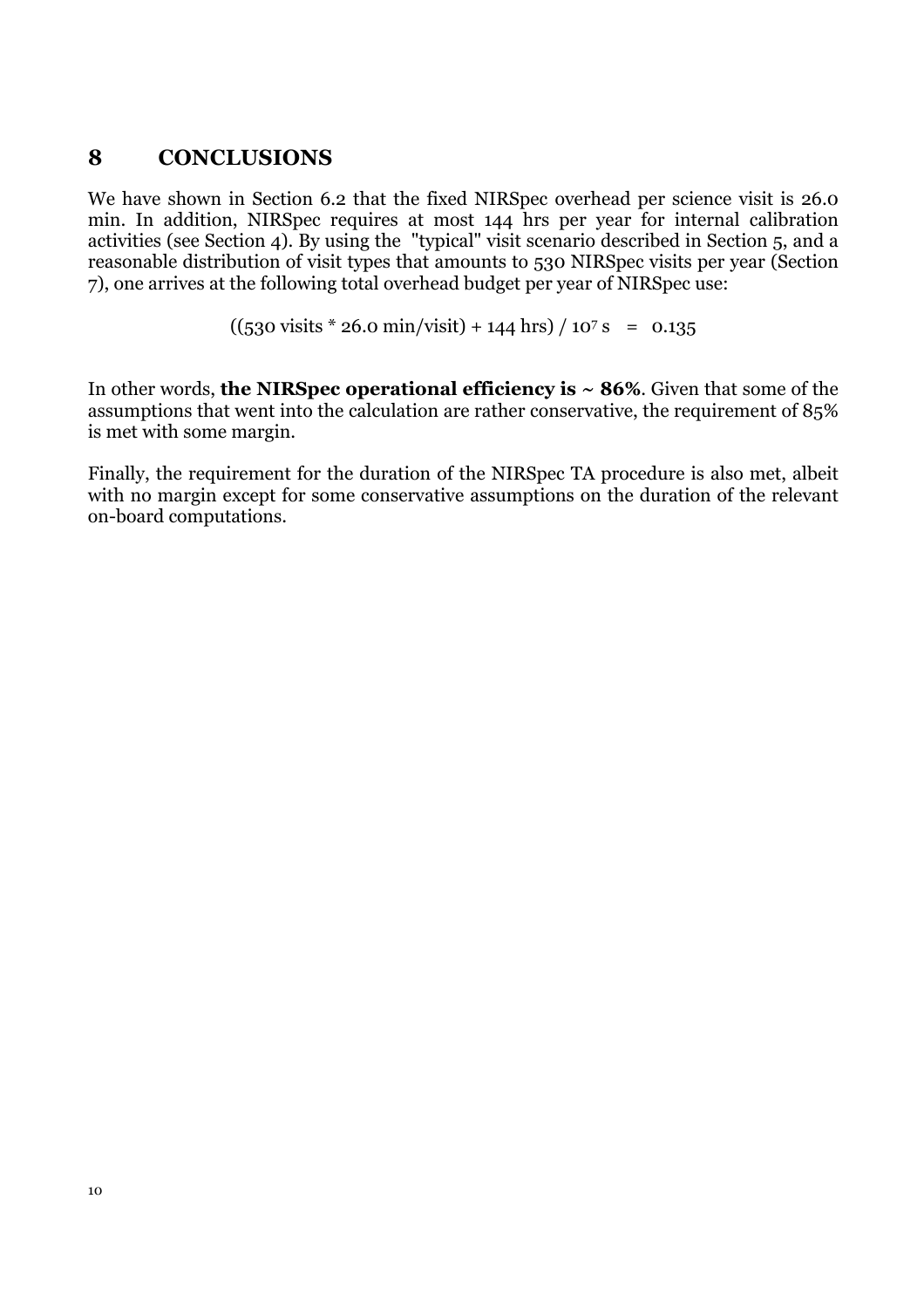# 8 CONCLUSIONS

We have shown in Section 6.2 that the fixed NIRSpec overhead per science visit is 26.0 min. In addition, NIRSpec requires at most 144 hrs per year for internal calibration activities (see Section 4). By using the "typical" visit scenario described in Section 5, and a reasonable distribution of visit types that amounts to 530 NIRSpec visits per year (Section 7), one arrives at the following total overhead budget per year of NIRSpec use:

$$((530 \text{ visits} * 26.0 \text{ min/visit}) + 144 \text{ hrs}) / 10^7 \text{ s} \quad = \quad 0.135$$

In other words, **the NIRSpec operational efficiency is ~ 86%**. Given that some of the assumptions that went into the calculation are rather conservative, the requirement of 85% is met with some margin.

Finally, the requirement for the duration of the NIRSpec TA procedure is also met, albeit with no margin except for some conservative assumptions on the duration of the relevant on-board computations.